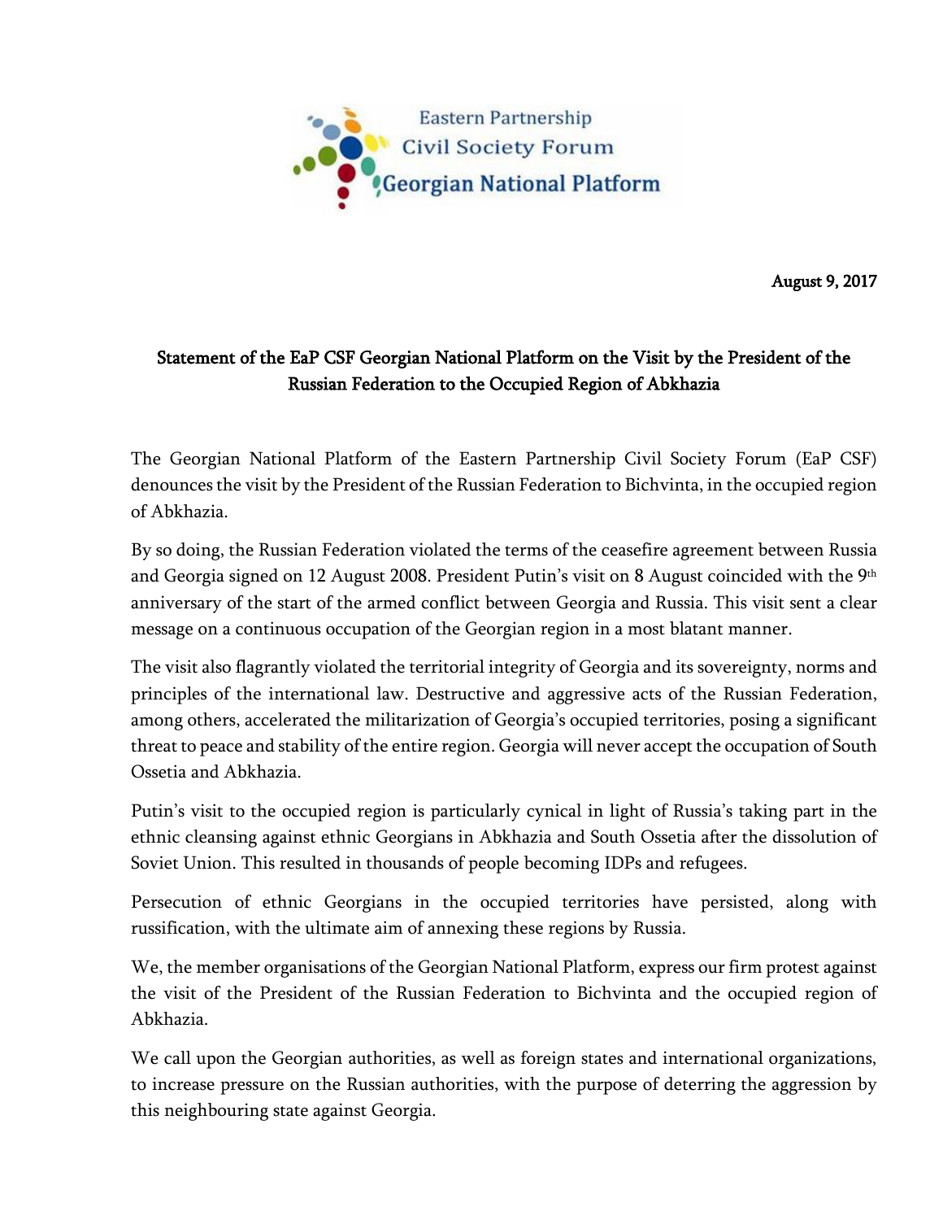Eastern Partnership
Civil Society Forum
Georgian National Platform

**August 9, 2017**

## Statement of the EaP CSF Georgian National Platform on the Visit by the President of the Russian Federation to the Occupied Region of Abkhazia

The Georgian National Platform of the Eastern Partnership Civil Society Forum (EaP CSF) denounces the visit by the President of the Russian Federation to Bichvinta, in the occupied region of Abkhazia.

By so doing, the Russian Federation violated the terms of the ceasefire agreement between Russia and Georgia signed on 12 August 2008. President Putin's visit on 8 August coincided with the 9th anniversary of the start of the armed conflict between Georgia and Russia. This visit sent a clear message on a continuous occupation of the Georgian region in a most blatant manner.

The visit also flagrantly violated the territorial integrity of Georgia and its sovereignty, norms and principles of the international law. Destructive and aggressive acts of the Russian Federation, among others, accelerated the militarization of Georgia's occupied territories, posing a significant threat to peace and stability of the entire region. Georgia will never accept the occupation of South Ossetia and Abkhazia.

Putin's visit to the occupied region is particularly cynical in light of Russia's taking part in the ethnic cleansing against ethnic Georgians in Abkhazia and South Ossetia after the dissolution of Soviet Union. This resulted in thousands of people becoming IDPs and refugees.

Persecution of ethnic Georgians in the occupied territories have persisted, along with russification, with the ultimate aim of annexing these regions by Russia.

We, the member organisations of the Georgian National Platform, express our firm protest against the visit of the President of the Russian Federation to Bichvinta and the occupied region of Abkhazia.

We call upon the Georgian authorities, as well as foreign states and international organizations, to increase pressure on the Russian authorities, with the purpose of deterring the aggression by this neighbouring state against Georgia.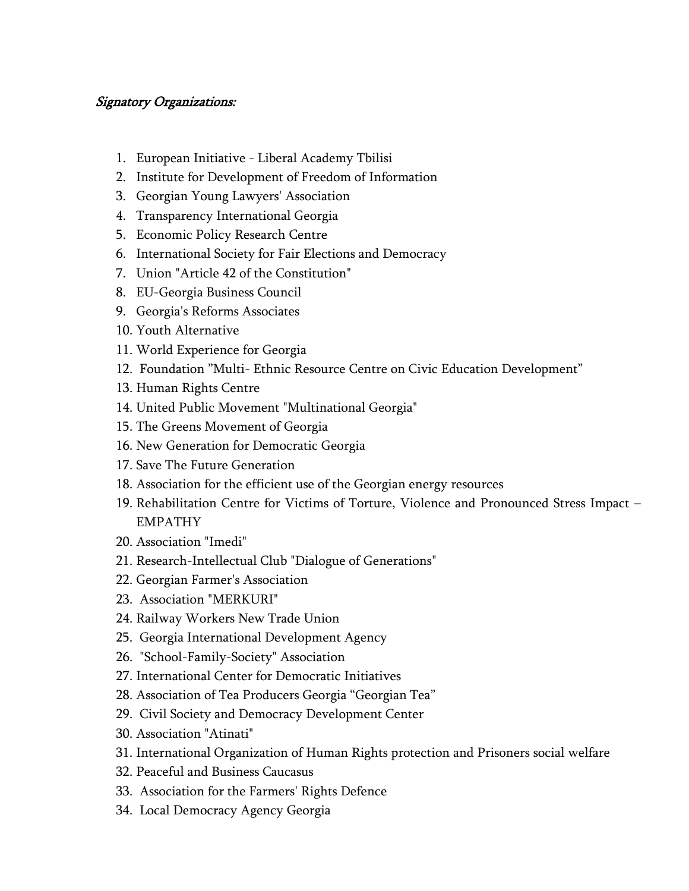*Signatory Organizations:*

1. European Initiative - Liberal Academy Tbilisi
2. Institute for Development of Freedom of Information
3. Georgian Young Lawyers' Association
4. Transparency International Georgia
5. Economic Policy Research Centre
6. International Society for Fair Elections and Democracy
7. Union "Article 42 of the Constitution"
8. EU-Georgia Business Council
9. Georgia's Reforms Associates
10. Youth Alternative
11. World Experience for Georgia
12. Foundation "Multi- Ethnic Resource Centre on Civic Education Development"
13. Human Rights Centre
14. United Public Movement "Multinational Georgia"
15. The Greens Movement of Georgia
16. New Generation for Democratic Georgia
17. Save The Future Generation
18. Association for the efficient use of the Georgian energy resources
19. Rehabilitation Centre for Victims of Torture, Violence and Pronounced Stress Impact – EMPATHY
20. Association "Imedi"
21. Research-Intellectual Club "Dialogue of Generations"
22. Georgian Farmer's Association
23. Association "MERKURI"
24. Railway Workers New Trade Union
25. Georgia International Development Agency
26. "School-Family-Society" Association
27. International Center for Democratic Initiatives
28. Association of Tea Producers Georgia "Georgian Tea"
29. Civil Society and Democracy Development Center
30. Association "Atinati"
31. International Organization of Human Rights protection and Prisoners social welfare
32. Peaceful and Business Caucasus
33. Association for the Farmers' Rights Defence
34. Local Democracy Agency Georgia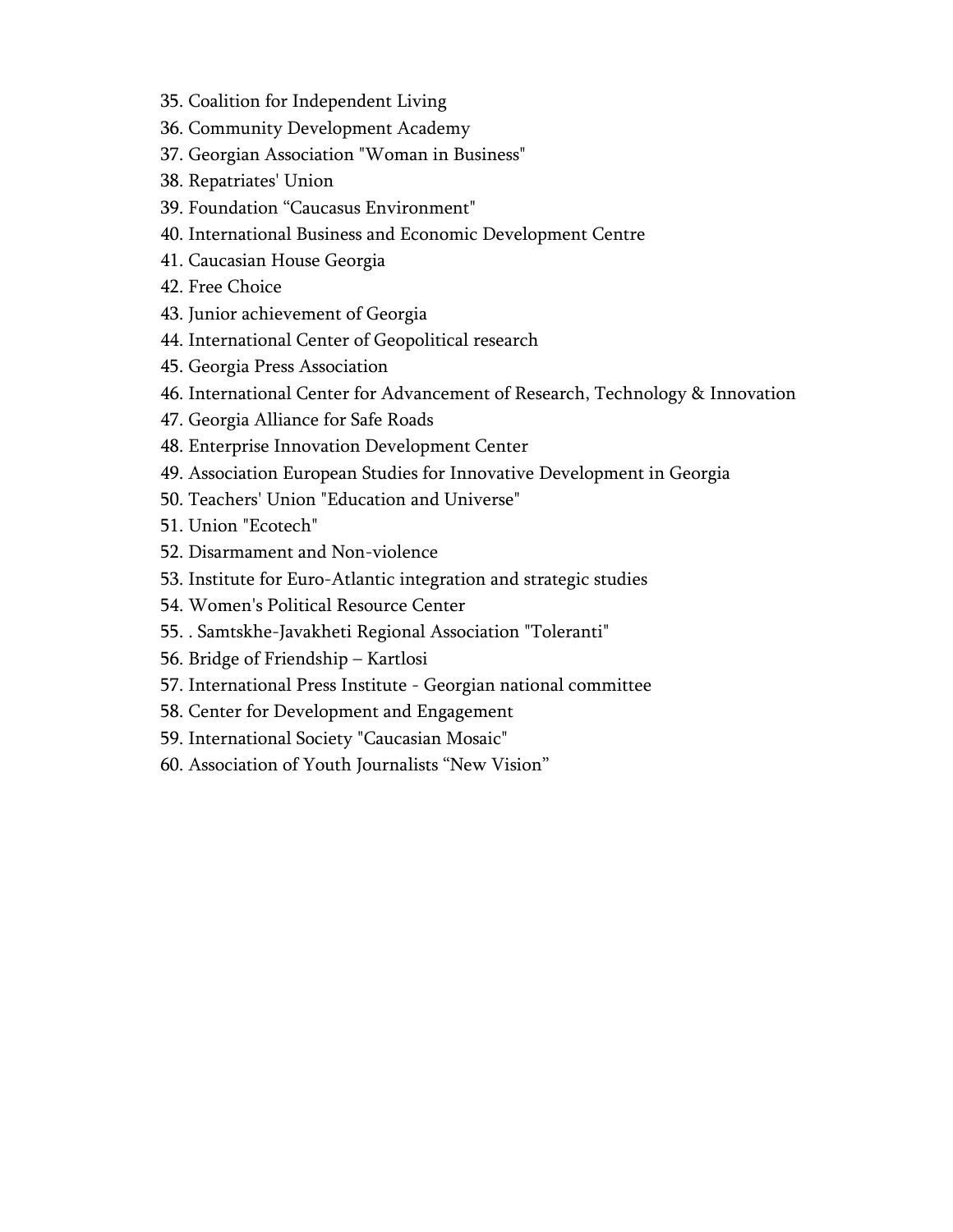35. Coalition for Independent Living
36. Community Development Academy
37. Georgian Association "Woman in Business"
38. Repatriates' Union
39. Foundation “Caucasus Environment"
40. International Business and Economic Development Centre
41. Caucasian House Georgia
42. Free Choice
43. Junior achievement of Georgia
44. International Center of Geopolitical research
45. Georgia Press Association
46. International Center for Advancement of Research, Technology & Innovation
47. Georgia Alliance for Safe Roads
48. Enterprise Innovation Development Center
49. Association European Studies for Innovative Development in Georgia
50. Teachers' Union "Education and Universe"
51. Union "Ecotech"
52. Disarmament and Non-violence
53. Institute for Euro-Atlantic integration and strategic studies
54. Women's Political Resource Center
55. . Samtskhe-Javakheti Regional Association "Toleranti"
56. Bridge of Friendship – Kartlosi
57. International Press Institute - Georgian national committee
58. Center for Development and Engagement
59. International Society "Caucasian Mosaic"
60. Association of Youth Journalists “New Vision”